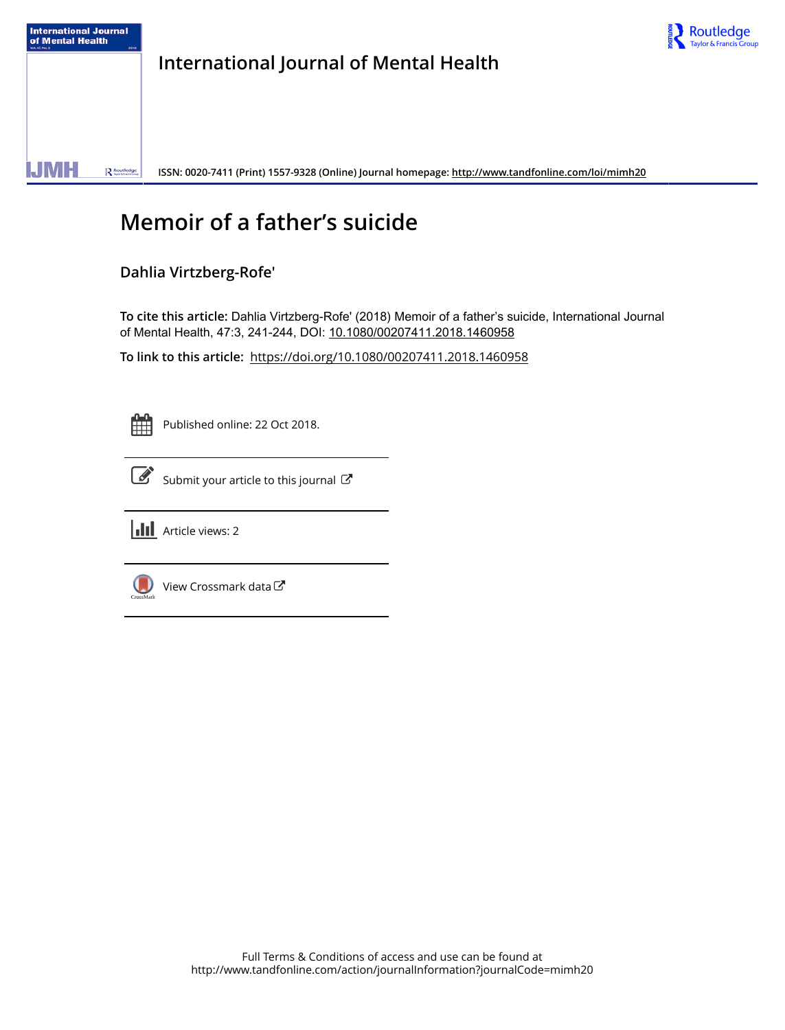# International Journal of Mental Health

ISSN: 0020-7411 (Print) 1557-9328 (Online) Journal homepage: http://www.tandfonline.com/loi/mimh20

# Memoir of a father's suicide

**Dahlia Virtzberg-Rofe'**

**To cite this article:** Dahlia Virtzberg-Rofe' (2018) Memoir of a father's suicide, International Journal of Mental Health, 47:3, 241-244, DOI: 10.1080/00207411.2018.1460958

**To link to this article:** https://doi.org/10.1080/00207411.2018.1460958

Published online: 22 Oct 2018.

Submit your article to this journal

Article views: 2

View Crossmark data

Full Terms & Conditions of access and use can be found at
http://www.tandfonline.com/action/journalInformation?journalCode=mimh20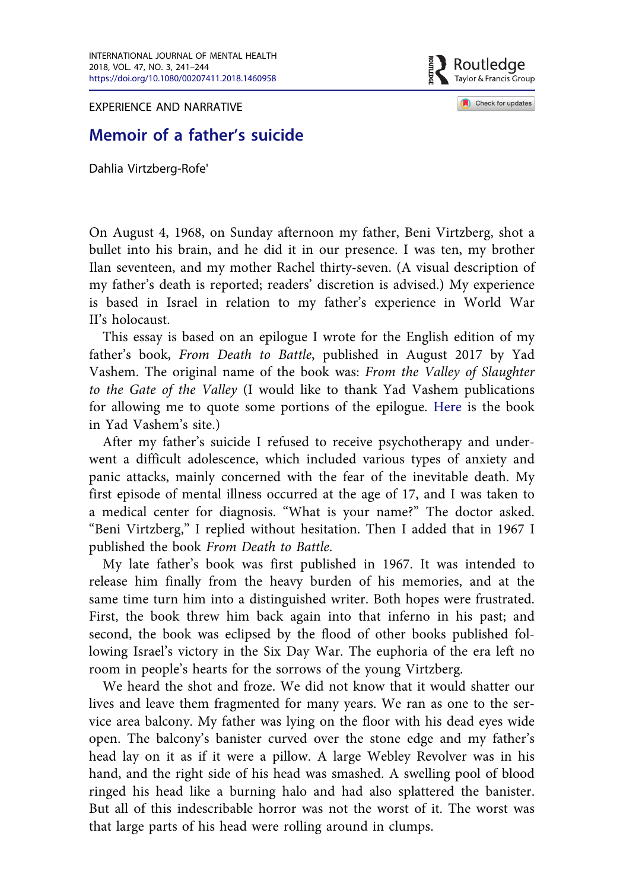EXPERIENCE AND NARRATIVE

# Memoir of a father's suicide

Dahlia Virtzberg-Rofe'

On August 4, 1968, on Sunday afternoon my father, Beni Virtzberg, shot a bullet into his brain, and he did it in our presence. I was ten, my brother Ilan seventeen, and my mother Rachel thirty-seven. (A visual description of my father's death is reported; readers' discretion is advised.) My experience is based in Israel in relation to my father's experience in World War II's holocaust.

This essay is based on an epilogue I wrote for the English edition of my father's book, *From Death to Battle*, published in August 2017 by Yad Vashem. The original name of the book was: *From the Valley of Slaughter to the Gate of the Valley* (I would like to thank Yad Vashem publications for allowing me to quote some portions of the epilogue. Here is the book in Yad Vashem's site.)

After my father's suicide I refused to receive psychotherapy and underwent a difficult adolescence, which included various types of anxiety and panic attacks, mainly concerned with the fear of the inevitable death. My first episode of mental illness occurred at the age of 17, and I was taken to a medical center for diagnosis. "What is your name?" The doctor asked. "Beni Virtzberg," I replied without hesitation. Then I added that in 1967 I published the book *From Death to Battle*.

My late father's book was first published in 1967. It was intended to release him finally from the heavy burden of his memories, and at the same time turn him into a distinguished writer. Both hopes were frustrated. First, the book threw him back again into that inferno in his past; and second, the book was eclipsed by the flood of other books published following Israel's victory in the Six Day War. The euphoria of the era left no room in people's hearts for the sorrows of the young Virtzberg.

We heard the shot and froze. We did not know that it would shatter our lives and leave them fragmented for many years. We ran as one to the service area balcony. My father was lying on the floor with his dead eyes wide open. The balcony's banister curved over the stone edge and my father's head lay on it as if it were a pillow. A large Webley Revolver was in his hand, and the right side of his head was smashed. A swelling pool of blood ringed his head like a burning halo and had also splattered the banister. But all of this indescribable horror was not the worst of it. The worst was that large parts of his head were rolling around in clumps.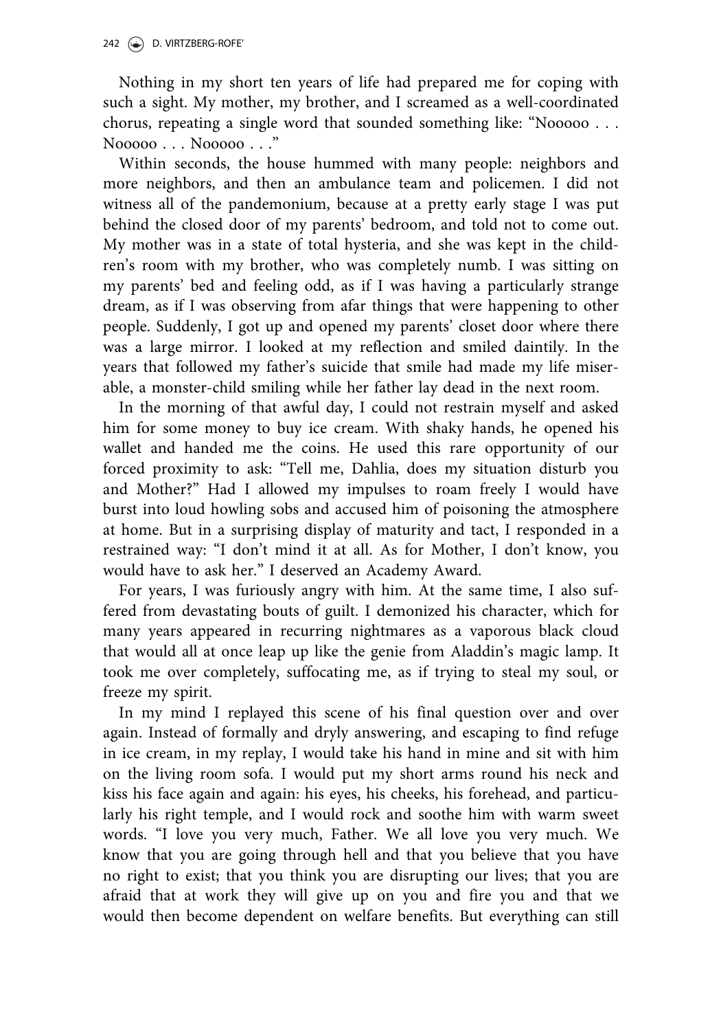Nothing in my short ten years of life had prepared me for coping with such a sight. My mother, my brother, and I screamed as a well-coordinated chorus, repeating a single word that sounded something like: "Nooooo . . . Nooooo . . . Nooooo . . ."

Within seconds, the house hummed with many people: neighbors and more neighbors, and then an ambulance team and policemen. I did not witness all of the pandemonium, because at a pretty early stage I was put behind the closed door of my parents' bedroom, and told not to come out. My mother was in a state of total hysteria, and she was kept in the children's room with my brother, who was completely numb. I was sitting on my parents' bed and feeling odd, as if I was having a particularly strange dream, as if I was observing from afar things that were happening to other people. Suddenly, I got up and opened my parents' closet door where there was a large mirror. I looked at my reflection and smiled daintily. In the years that followed my father's suicide that smile had made my life miserable, a monster-child smiling while her father lay dead in the next room.

In the morning of that awful day, I could not restrain myself and asked him for some money to buy ice cream. With shaky hands, he opened his wallet and handed me the coins. He used this rare opportunity of our forced proximity to ask: "Tell me, Dahlia, does my situation disturb you and Mother?" Had I allowed my impulses to roam freely I would have burst into loud howling sobs and accused him of poisoning the atmosphere at home. But in a surprising display of maturity and tact, I responded in a restrained way: "I don't mind it at all. As for Mother, I don't know, you would have to ask her." I deserved an Academy Award.

For years, I was furiously angry with him. At the same time, I also suffered from devastating bouts of guilt. I demonized his character, which for many years appeared in recurring nightmares as a vaporous black cloud that would all at once leap up like the genie from Aladdin's magic lamp. It took me over completely, suffocating me, as if trying to steal my soul, or freeze my spirit.

In my mind I replayed this scene of his final question over and over again. Instead of formally and dryly answering, and escaping to find refuge in ice cream, in my replay, I would take his hand in mine and sit with him on the living room sofa. I would put my short arms round his neck and kiss his face again and again: his eyes, his cheeks, his forehead, and particularly his right temple, and I would rock and soothe him with warm sweet words. "I love you very much, Father. We all love you very much. We know that you are going through hell and that you believe that you have no right to exist; that you think you are disrupting our lives; that you are afraid that at work they will give up on you and fire you and that we would then become dependent on welfare benefits. But everything can still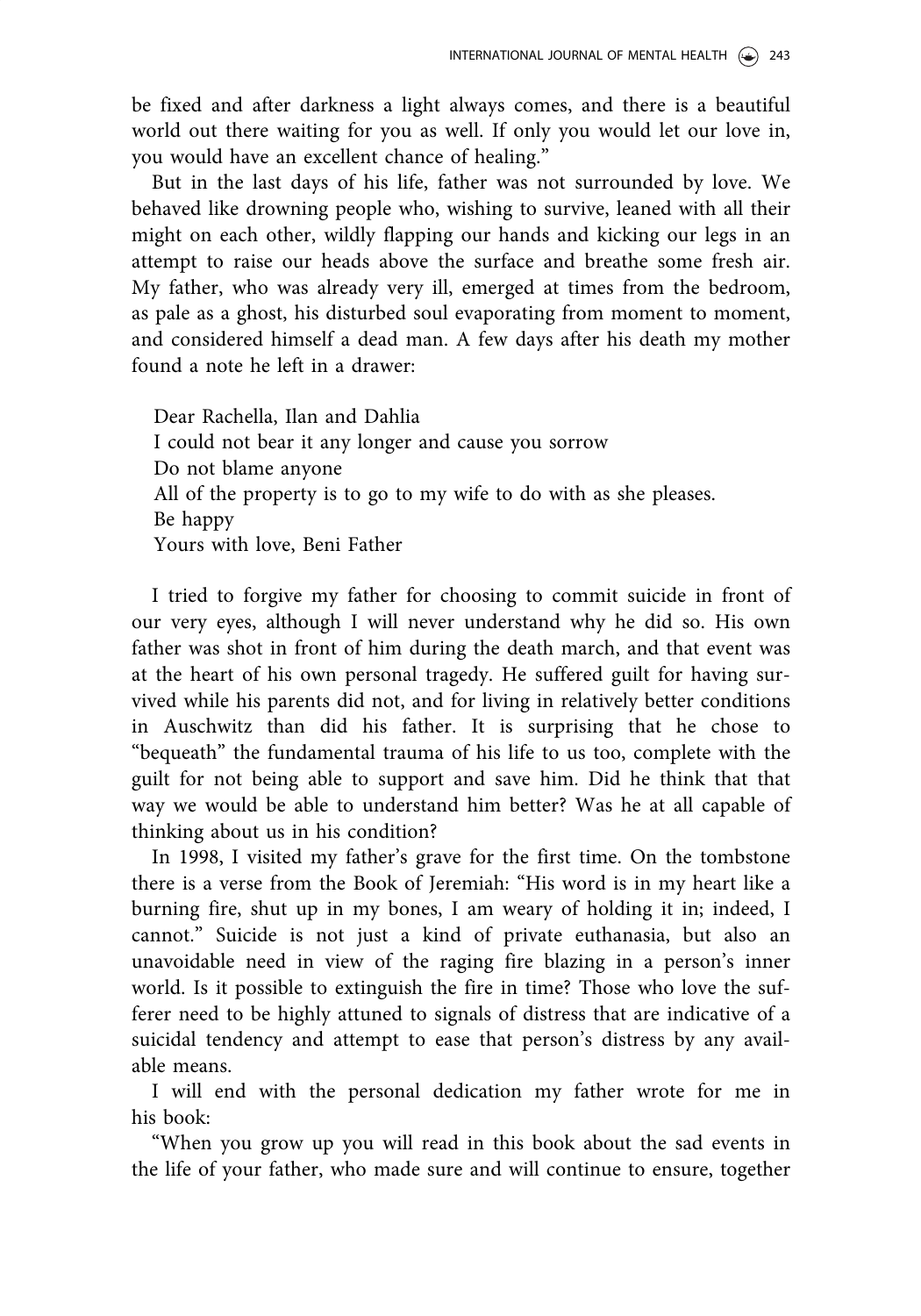be fixed and after darkness a light always comes, and there is a beautiful world out there waiting for you as well. If only you would let our love in, you would have an excellent chance of healing."

But in the last days of his life, father was not surrounded by love. We behaved like drowning people who, wishing to survive, leaned with all their might on each other, wildly flapping our hands and kicking our legs in an attempt to raise our heads above the surface and breathe some fresh air. My father, who was already very ill, emerged at times from the bedroom, as pale as a ghost, his disturbed soul evaporating from moment to moment, and considered himself a dead man. A few days after his death my mother found a note he left in a drawer:

> Dear Rachella, Ilan and Dahlia
> I could not bear it any longer and cause you sorrow
> Do not blame anyone
> All of the property is to go to my wife to do with as she pleases.
> Be happy
> Yours with love, Beni Father

I tried to forgive my father for choosing to commit suicide in front of our very eyes, although I will never understand why he did so. His own father was shot in front of him during the death march, and that event was at the heart of his own personal tragedy. He suffered guilt for having survived while his parents did not, and for living in relatively better conditions in Auschwitz than did his father. It is surprising that he chose to "bequeath" the fundamental trauma of his life to us too, complete with the guilt for not being able to support and save him. Did he think that that way we would be able to understand him better? Was he at all capable of thinking about us in his condition?

In 1998, I visited my father's grave for the first time. On the tombstone there is a verse from the Book of Jeremiah: "His word is in my heart like a burning fire, shut up in my bones, I am weary of holding it in; indeed, I cannot." Suicide is not just a kind of private euthanasia, but also an unavoidable need in view of the raging fire blazing in a person's inner world. Is it possible to extinguish the fire in time? Those who love the sufferer need to be highly attuned to signals of distress that are indicative of a suicidal tendency and attempt to ease that person's distress by any available means.

I will end with the personal dedication my father wrote for me in his book:

"When you grow up you will read in this book about the sad events in the life of your father, who made sure and will continue to ensure, together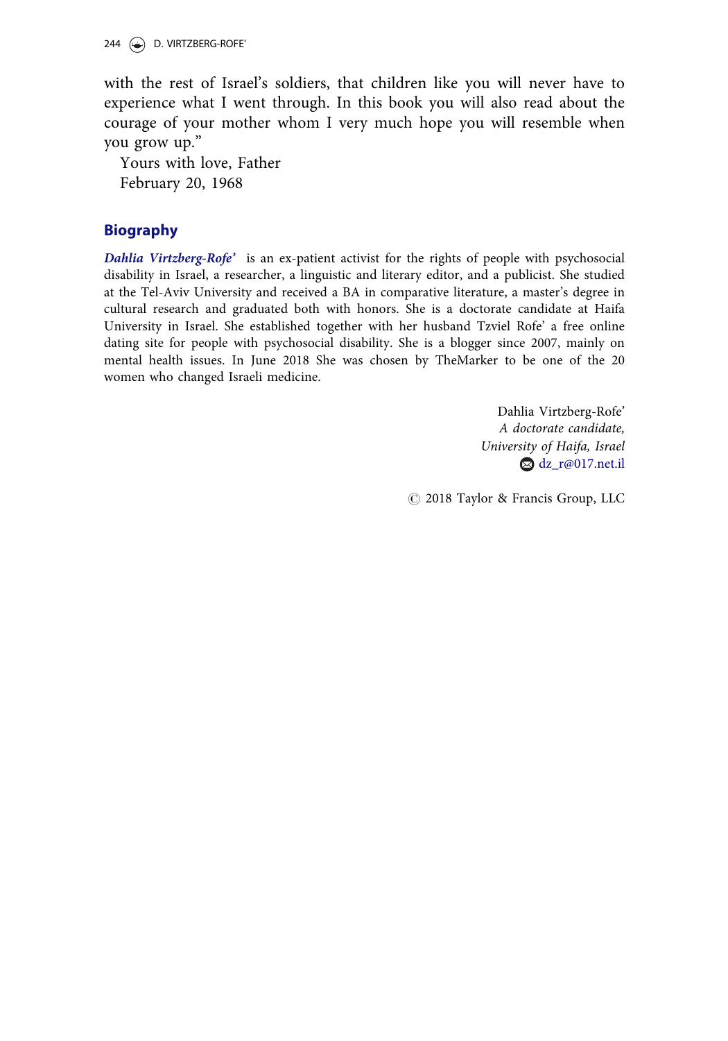with the rest of Israel's soldiers, that children like you will never have to experience what I went through. In this book you will also read about the courage of your mother whom I very much hope you will resemble when you grow up."

Yours with love, Father
February 20, 1968

## Biography

***Dahlia Virtzberg-Rofe'*** is an ex-patient activist for the rights of people with psychosocial disability in Israel, a researcher, a linguistic and literary editor, and a publicist. She studied at the Tel-Aviv University and received a BA in comparative literature, a master's degree in cultural research and graduated both with honors. She is a doctorate candidate at Haifa University in Israel. She established together with her husband Tzviel Rofe' a free online dating site for people with psychosocial disability. She is a blogger since 2007, mainly on mental health issues. In June 2018 She was chosen by TheMarker to be one of the 20 women who changed Israeli medicine.

Dahlia Virtzberg-Rofe'
*A doctorate candidate,*
*University of Haifa, Israel*
dz_r@017.net.il

© 2018 Taylor & Francis Group, LLC